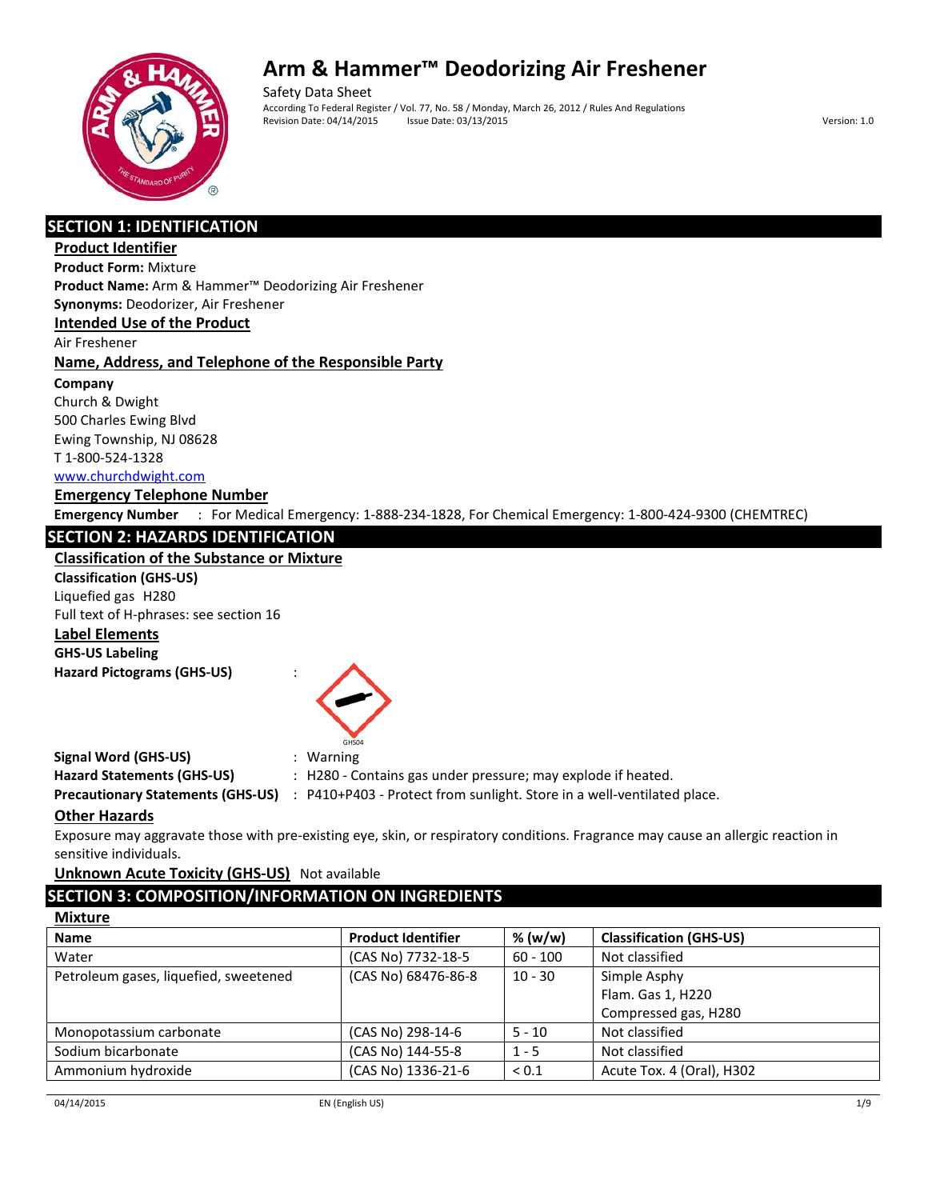# Arm & Hammer™ Deodorizing Air Freshener

Safety Data Sheet
According To Federal Register / Vol. 77, No. 58 / Monday, March 26, 2012 / Rules And Regulations
Revision Date: 04/14/2015 Issue Date: 03/13/2015 Version: 1.0

## SECTION 1: IDENTIFICATION

### Product Identifier

**Product Form:** Mixture
**Product Name:** Arm & Hammer™ Deodorizing Air Freshener
**Synonyms:** Deodorizer, Air Freshener

### Intended Use of the Product

Air Freshener

### Name, Address, and Telephone of the Responsible Party

**Company**
Church & Dwight
500 Charles Ewing Blvd
Ewing Township, NJ 08628
T 1-800-524-1328
www.churchdwight.com

### Emergency Telephone Number

**Emergency Number** : For Medical Emergency: 1-888-234-1828, For Chemical Emergency: 1-800-424-9300 (CHEMTREC)

## SECTION 2: HAZARDS IDENTIFICATION

### Classification of the Substance or Mixture

**Classification (GHS-US)**
Liquefied gas H280
Full text of H-phrases: see section 16

### Label Elements

**GHS-US Labeling**

**Hazard Pictograms (GHS-US)** :

GHS04

**Signal Word (GHS-US)** : Warning
**Hazard Statements (GHS-US)** : H280 - Contains gas under pressure; may explode if heated.
**Precautionary Statements (GHS-US)** : P410+P403 - Protect from sunlight. Store in a well-ventilated place.

### Other Hazards

Exposure may aggravate those with pre-existing eye, skin, or respiratory conditions. Fragrance may cause an allergic reaction in sensitive individuals.

**Unknown Acute Toxicity (GHS-US)** Not available

## SECTION 3: COMPOSITION/INFORMATION ON INGREDIENTS

### Mixture

| Name | Product Identifier | % (w/w) | Classification (GHS-US) |
|---|---|---|---|
| Water | (CAS No) 7732-18-5 | 60 - 100 | Not classified |
| Petroleum gases, liquefied, sweetened | (CAS No) 68476-86-8 | 10 - 30 | Simple Asphy<br>Flam. Gas 1, H220<br>Compressed gas, H280 |
| Monopotassium carbonate | (CAS No) 298-14-6 | 5 - 10 | Not classified |
| Sodium bicarbonate | (CAS No) 144-55-8 | 1 - 5 | Not classified |
| Ammonium hydroxide | (CAS No) 1336-21-6 | < 0.1 | Acute Tox. 4 (Oral), H302 |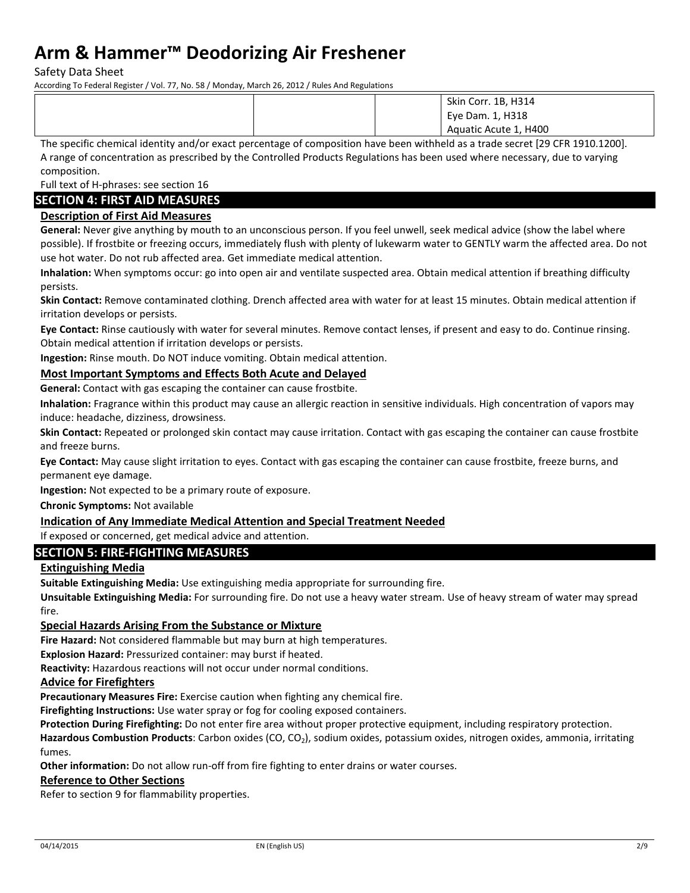| | | | Skin Corr. 1B, H314<br>Eye Dam. 1, H318<br>Aquatic Acute 1, H400 |
|---|---|---|---|

The specific chemical identity and/or exact percentage of composition have been withheld as a trade secret [29 CFR 1910.1200]. A range of concentration as prescribed by the Controlled Products Regulations has been used where necessary, due to varying composition.

Full text of H-phrases: see section 16

## SECTION 4: FIRST AID MEASURES

### Description of First Aid Measures

**General:** Never give anything by mouth to an unconscious person. If you feel unwell, seek medical advice (show the label where possible). If frostbite or freezing occurs, immediately flush with plenty of lukewarm water to GENTLY warm the affected area. Do not use hot water. Do not rub affected area. Get immediate medical attention.

**Inhalation:** When symptoms occur: go into open air and ventilate suspected area. Obtain medical attention if breathing difficulty persists.

**Skin Contact:** Remove contaminated clothing. Drench affected area with water for at least 15 minutes. Obtain medical attention if irritation develops or persists.

**Eye Contact:** Rinse cautiously with water for several minutes. Remove contact lenses, if present and easy to do. Continue rinsing. Obtain medical attention if irritation develops or persists.

**Ingestion:** Rinse mouth. Do NOT induce vomiting. Obtain medical attention.

### Most Important Symptoms and Effects Both Acute and Delayed

**General:** Contact with gas escaping the container can cause frostbite.

**Inhalation:** Fragrance within this product may cause an allergic reaction in sensitive individuals. High concentration of vapors may induce: headache, dizziness, drowsiness.

**Skin Contact:** Repeated or prolonged skin contact may cause irritation. Contact with gas escaping the container can cause frostbite and freeze burns.

**Eye Contact:** May cause slight irritation to eyes. Contact with gas escaping the container can cause frostbite, freeze burns, and permanent eye damage.

**Ingestion:** Not expected to be a primary route of exposure.

**Chronic Symptoms:** Not available

### Indication of Any Immediate Medical Attention and Special Treatment Needed

If exposed or concerned, get medical advice and attention.

## SECTION 5: FIRE-FIGHTING MEASURES

### Extinguishing Media

**Suitable Extinguishing Media:** Use extinguishing media appropriate for surrounding fire.

**Unsuitable Extinguishing Media:** For surrounding fire. Do not use a heavy water stream. Use of heavy stream of water may spread fire.

### Special Hazards Arising From the Substance or Mixture

**Fire Hazard:** Not considered flammable but may burn at high temperatures.

**Explosion Hazard:** Pressurized container: may burst if heated.

**Reactivity:** Hazardous reactions will not occur under normal conditions.

### Advice for Firefighters

**Precautionary Measures Fire:** Exercise caution when fighting any chemical fire.

**Firefighting Instructions:** Use water spray or fog for cooling exposed containers.

**Protection During Firefighting:** Do not enter fire area without proper protective equipment, including respiratory protection.

**Hazardous Combustion Products**: Carbon oxides ($CO$, $CO_2$), sodium oxides, potassium oxides, nitrogen oxides, ammonia, irritating fumes.

**Other information:** Do not allow run-off from fire fighting to enter drains or water courses.

### Reference to Other Sections

Refer to section 9 for flammability properties.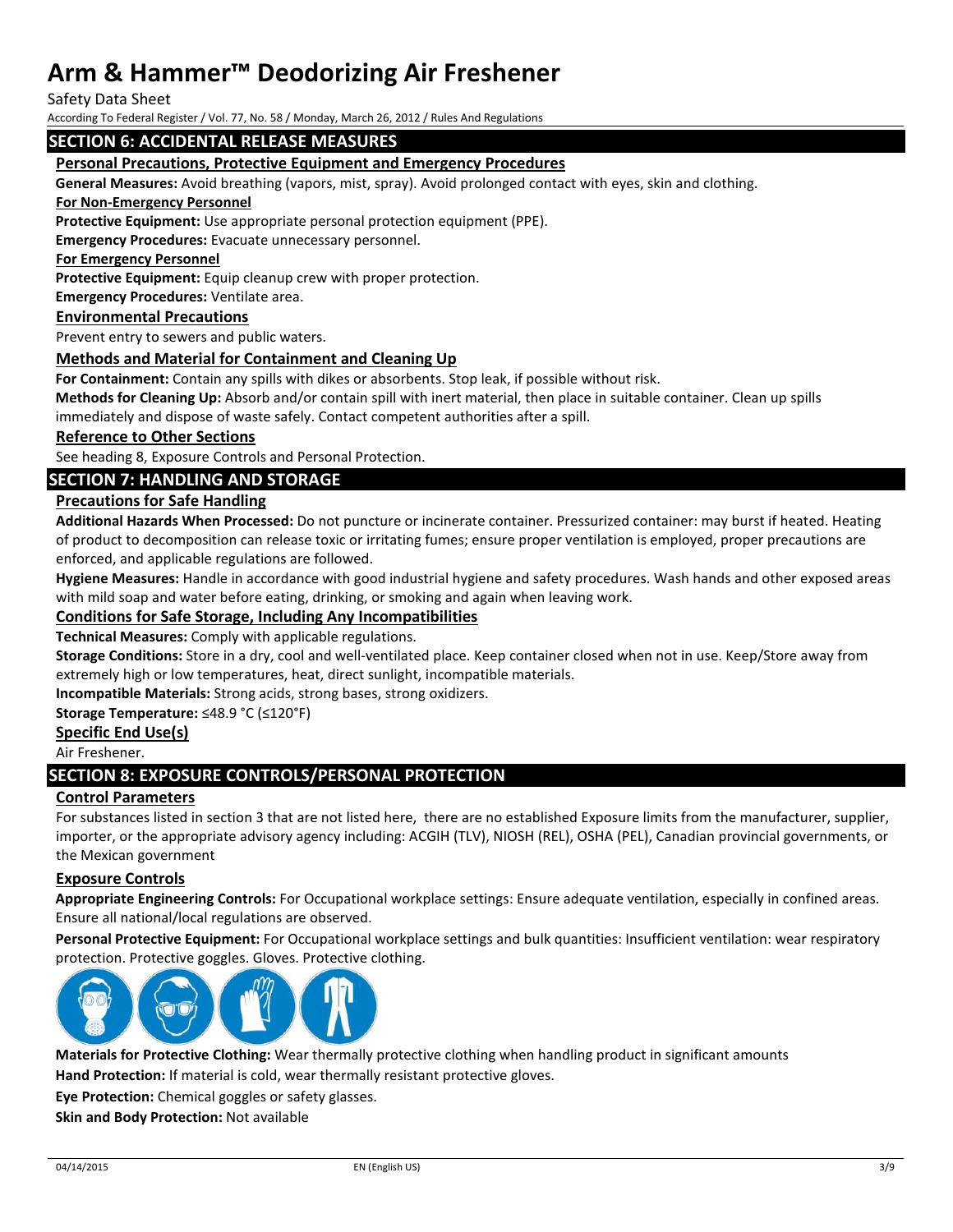## SECTION 6: ACCIDENTAL RELEASE MEASURES

### Personal Precautions, Protective Equipment and Emergency Procedures

**General Measures:** Avoid breathing (vapors, mist, spray). Avoid prolonged contact with eyes, skin and clothing.

**For Non-Emergency Personnel**

**Protective Equipment:** Use appropriate personal protection equipment (PPE).

**Emergency Procedures:** Evacuate unnecessary personnel.

**For Emergency Personnel**

**Protective Equipment:** Equip cleanup crew with proper protection.

**Emergency Procedures:** Ventilate area.

### Environmental Precautions

Prevent entry to sewers and public waters.

### Methods and Material for Containment and Cleaning Up

**For Containment:** Contain any spills with dikes or absorbents. Stop leak, if possible without risk.

**Methods for Cleaning Up:** Absorb and/or contain spill with inert material, then place in suitable container. Clean up spills immediately and dispose of waste safely. Contact competent authorities after a spill.

### Reference to Other Sections

See heading 8, Exposure Controls and Personal Protection.

## SECTION 7: HANDLING AND STORAGE

### Precautions for Safe Handling

**Additional Hazards When Processed:** Do not puncture or incinerate container. Pressurized container: may burst if heated. Heating of product to decomposition can release toxic or irritating fumes; ensure proper ventilation is employed, proper precautions are enforced, and applicable regulations are followed.

**Hygiene Measures:** Handle in accordance with good industrial hygiene and safety procedures. Wash hands and other exposed areas with mild soap and water before eating, drinking, or smoking and again when leaving work.

### Conditions for Safe Storage, Including Any Incompatibilities

**Technical Measures:** Comply with applicable regulations.

**Storage Conditions:** Store in a dry, cool and well-ventilated place. Keep container closed when not in use. Keep/Store away from extremely high or low temperatures, heat, direct sunlight, incompatible materials.

**Incompatible Materials:** Strong acids, strong bases, strong oxidizers.

**Storage Temperature:** ≤48.9 °C (≤120°F)

### Specific End Use(s)

Air Freshener.

## SECTION 8: EXPOSURE CONTROLS/PERSONAL PROTECTION

### Control Parameters

For substances listed in section 3 that are not listed here, there are no established Exposure limits from the manufacturer, supplier, importer, or the appropriate advisory agency including: ACGIH (TLV), NIOSH (REL), OSHA (PEL), Canadian provincial governments, or the Mexican government

### Exposure Controls

**Appropriate Engineering Controls:** For Occupational workplace settings: Ensure adequate ventilation, especially in confined areas. Ensure all national/local regulations are observed.

**Personal Protective Equipment:** For Occupational workplace settings and bulk quantities: Insufficient ventilation: wear respiratory protection. Protective goggles. Gloves. Protective clothing.

**Materials for Protective Clothing:** Wear thermally protective clothing when handling product in significant amounts

**Hand Protection:** If material is cold, wear thermally resistant protective gloves.

**Eye Protection:** Chemical goggles or safety glasses.

**Skin and Body Protection:** Not available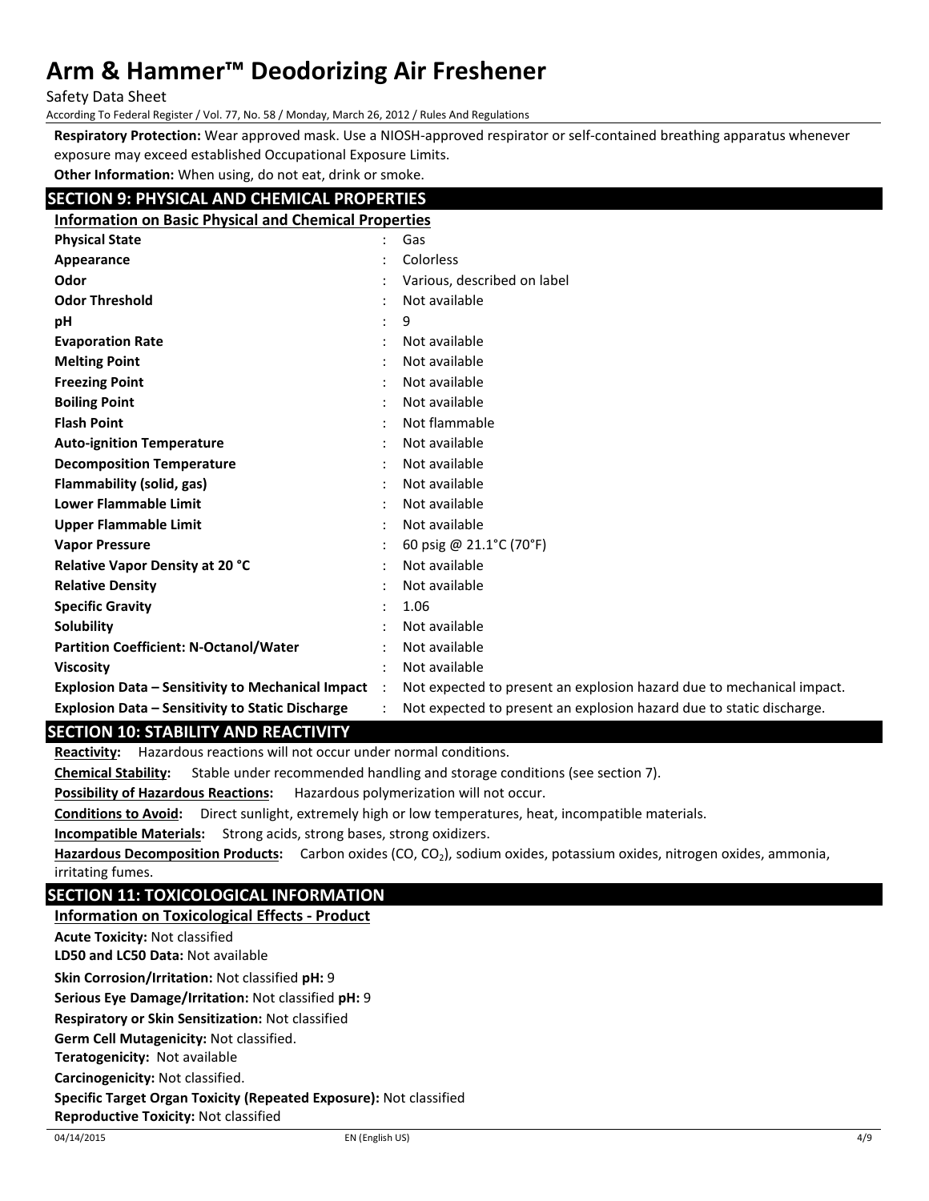**Respiratory Protection:** Wear approved mask. Use a NIOSH-approved respirator or self-contained breathing apparatus whenever exposure may exceed established Occupational Exposure Limits.

**Other Information:** When using, do not eat, drink or smoke.

## SECTION 9: PHYSICAL AND CHEMICAL PROPERTIES

### Information on Basic Physical and Chemical Properties

| Property | Value |
|---|---|
| **Physical State** | Gas |
| **Appearance** | Colorless |
| **Odor** | Various, described on label |
| **Odor Threshold** | Not available |
| **pH** | 9 |
| **Evaporation Rate** | Not available |
| **Melting Point** | Not available |
| **Freezing Point** | Not available |
| **Boiling Point** | Not available |
| **Flash Point** | Not flammable |
| **Auto-ignition Temperature** | Not available |
| **Decomposition Temperature** | Not available |
| **Flammability (solid, gas)** | Not available |
| **Lower Flammable Limit** | Not available |
| **Upper Flammable Limit** | Not available |
| **Vapor Pressure** | 60 psig @ 21.1°C (70°F) |
| **Relative Vapor Density at 20 °C** | Not available |
| **Relative Density** | Not available |
| **Specific Gravity** | 1.06 |
| **Solubility** | Not available |
| **Partition Coefficient: N-Octanol/Water** | Not available |
| **Viscosity** | Not available |
| **Explosion Data – Sensitivity to Mechanical Impact** | Not expected to present an explosion hazard due to mechanical impact. |
| **Explosion Data – Sensitivity to Static Discharge** | Not expected to present an explosion hazard due to static discharge. |

## SECTION 10: STABILITY AND REACTIVITY

**Reactivity:** Hazardous reactions will not occur under normal conditions.

**Chemical Stability:** Stable under recommended handling and storage conditions (see section 7).

**Possibility of Hazardous Reactions:** Hazardous polymerization will not occur.

**Conditions to Avoid:** Direct sunlight, extremely high or low temperatures, heat, incompatible materials.

**Incompatible Materials:** Strong acids, strong bases, strong oxidizers.

**Hazardous Decomposition Products:** Carbon oxides ($CO$, $CO_2$), sodium oxides, potassium oxides, nitrogen oxides, ammonia, irritating fumes.

## SECTION 11: TOXICOLOGICAL INFORMATION

### Information on Toxicological Effects - Product

**Acute Toxicity:** Not classified

**LD50 and LC50 Data:** Not available

**Skin Corrosion/Irritation:** Not classified **pH:** 9

**Serious Eye Damage/Irritation:** Not classified **pH:** 9

**Respiratory or Skin Sensitization:** Not classified

**Germ Cell Mutagenicity:** Not classified.

**Teratogenicity:** Not available

**Carcinogenicity:** Not classified.

**Specific Target Organ Toxicity (Repeated Exposure):** Not classified

**Reproductive Toxicity:** Not classified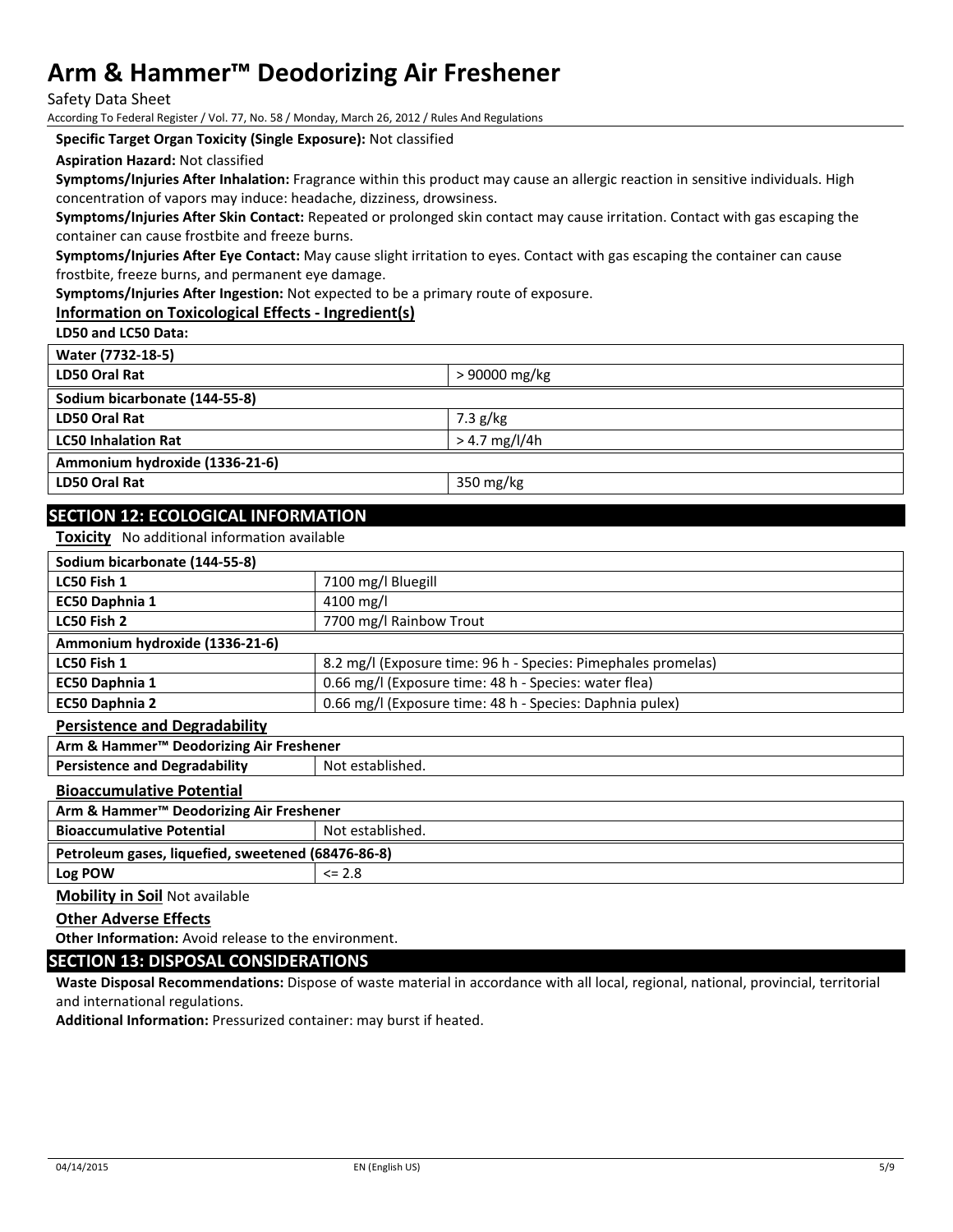**Specific Target Organ Toxicity (Single Exposure):** Not classified

**Aspiration Hazard:** Not classified

**Symptoms/Injuries After Inhalation:** Fragrance within this product may cause an allergic reaction in sensitive individuals. High concentration of vapors may induce: headache, dizziness, drowsiness.

**Symptoms/Injuries After Skin Contact:** Repeated or prolonged skin contact may cause irritation. Contact with gas escaping the container can cause frostbite and freeze burns.

**Symptoms/Injuries After Eye Contact:** May cause slight irritation to eyes. Contact with gas escaping the container can cause frostbite, freeze burns, and permanent eye damage.

**Symptoms/Injuries After Ingestion:** Not expected to be a primary route of exposure.

**Information on Toxicological Effects - Ingredient(s)**

**LD50 and LC50 Data:**

| Water (7732-18-5) | |
|---|---|
| **LD50 Oral Rat** | > 90000 mg/kg |
| **Sodium bicarbonate (144-55-8)** | |
| **LD50 Oral Rat** | 7.3 g/kg |
| **LC50 Inhalation Rat** | > 4.7 mg/l/4h |
| **Ammonium hydroxide (1336-21-6)** | |
| **LD50 Oral Rat** | 350 mg/kg |

## SECTION 12: ECOLOGICAL INFORMATION

**Toxicity** No additional information available

| Sodium bicarbonate (144-55-8) | |
|---|---|
| **LC50 Fish 1** | 7100 mg/l Bluegill |
| **EC50 Daphnia 1** | 4100 mg/l |
| **LC50 Fish 2** | 7700 mg/l Rainbow Trout |
| **Ammonium hydroxide (1336-21-6)** | |
| **LC50 Fish 1** | 8.2 mg/l (Exposure time: 96 h - Species: Pimephales promelas) |
| **EC50 Daphnia 1** | 0.66 mg/l (Exposure time: 48 h - Species: water flea) |
| **EC50 Daphnia 2** | 0.66 mg/l (Exposure time: 48 h - Species: Daphnia pulex) |

**Persistence and Degradability**

| Arm & Hammer™ Deodorizing Air Freshener | |
|---|---|
| **Persistence and Degradability** | Not established. |

**Bioaccumulative Potential**

| Arm & Hammer™ Deodorizing Air Freshener | |
|---|---|
| **Bioaccumulative Potential** | Not established. |
| **Petroleum gases, liquefied, sweetened (68476-86-8)** | |
| **Log POW** | <= 2.8 |

**Mobility in Soil** Not available

**Other Adverse Effects**

**Other Information:** Avoid release to the environment.

## SECTION 13: DISPOSAL CONSIDERATIONS

**Waste Disposal Recommendations:** Dispose of waste material in accordance with all local, regional, national, provincial, territorial and international regulations.

**Additional Information:** Pressurized container: may burst if heated.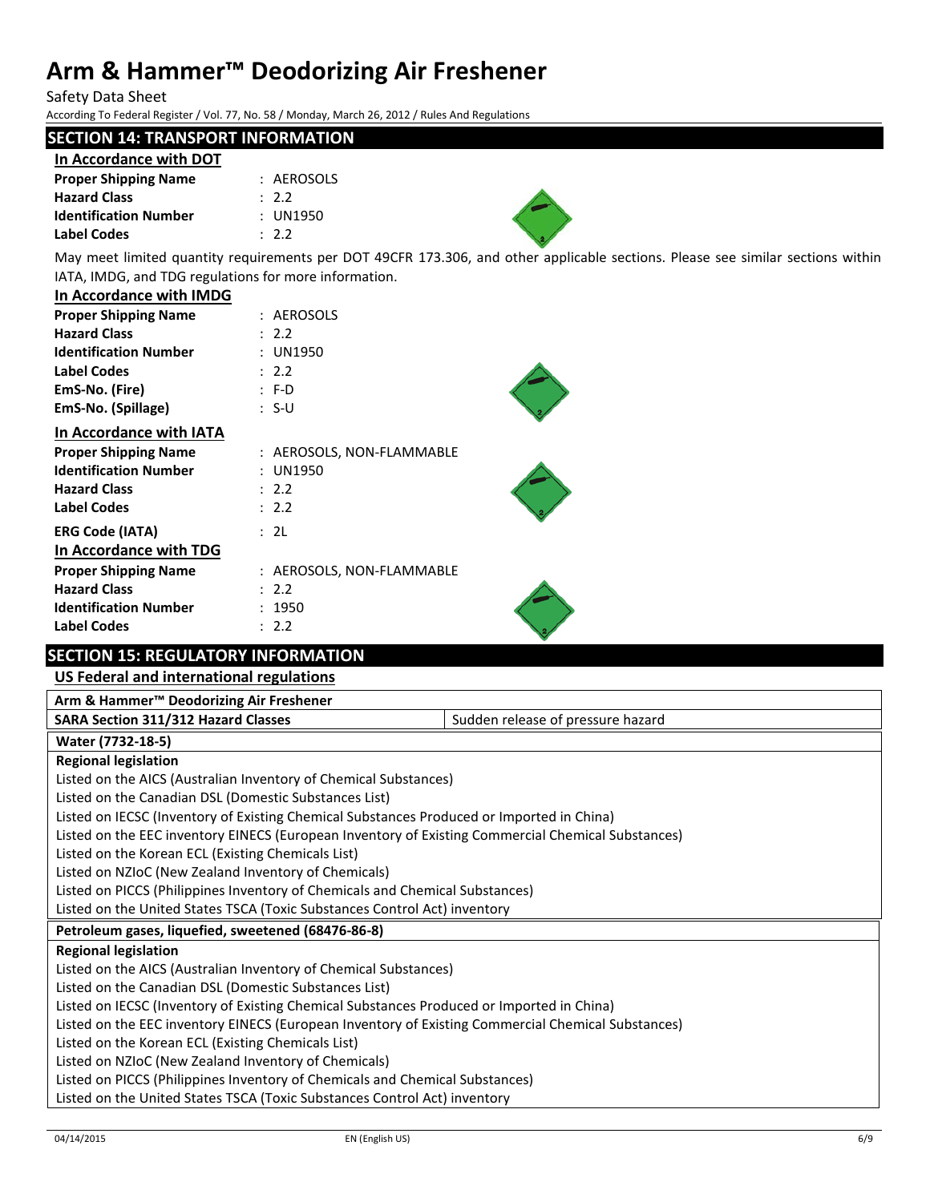## SECTION 14: TRANSPORT INFORMATION

### In Accordance with DOT

**Proper Shipping Name** : AEROSOLS
**Hazard Class** : 2.2
**Identification Number** : UN1950
**Label Codes** : 2.2

May meet limited quantity requirements per DOT 49CFR 173.306, and other applicable sections. Please see similar sections within IATA, IMDG, and TDG regulations for more information.

### In Accordance with IMDG

**Proper Shipping Name** : AEROSOLS
**Hazard Class** : 2.2
**Identification Number** : UN1950
**Label Codes** : 2.2
**EmS-No. (Fire)** : F-D
**EmS-No. (Spillage)** : S-U

### In Accordance with IATA

**Proper Shipping Name** : AEROSOLS, NON-FLAMMABLE
**Identification Number** : UN1950
**Hazard Class** : 2.2
**Label Codes** : 2.2

**ERG Code (IATA)** : 2L

### In Accordance with TDG

**Proper Shipping Name** : AEROSOLS, NON-FLAMMABLE
**Hazard Class** : 2.2
**Identification Number** : 1950
**Label Codes** : 2.2

## SECTION 15: REGULATORY INFORMATION

### US Federal and international regulations

| Arm & Hammer™ Deodorizing Air Freshener | |
|---|---|
| SARA Section 311/312 Hazard Classes | Sudden release of pressure hazard |

**Water (7732-18-5)**

**Regional legislation**

Listed on the AICS (Australian Inventory of Chemical Substances)
Listed on the Canadian DSL (Domestic Substances List)
Listed on IECSC (Inventory of Existing Chemical Substances Produced or Imported in China)
Listed on the EEC inventory EINECS (European Inventory of Existing Commercial Chemical Substances)
Listed on the Korean ECL (Existing Chemicals List)
Listed on NZIoC (New Zealand Inventory of Chemicals)
Listed on PICCS (Philippines Inventory of Chemicals and Chemical Substances)
Listed on the United States TSCA (Toxic Substances Control Act) inventory

**Petroleum gases, liquefied, sweetened (68476-86-8)**

**Regional legislation**

Listed on the AICS (Australian Inventory of Chemical Substances)
Listed on the Canadian DSL (Domestic Substances List)
Listed on IECSC (Inventory of Existing Chemical Substances Produced or Imported in China)
Listed on the EEC inventory EINECS (European Inventory of Existing Commercial Chemical Substances)
Listed on the Korean ECL (Existing Chemicals List)
Listed on NZIoC (New Zealand Inventory of Chemicals)
Listed on PICCS (Philippines Inventory of Chemicals and Chemical Substances)
Listed on the United States TSCA (Toxic Substances Control Act) inventory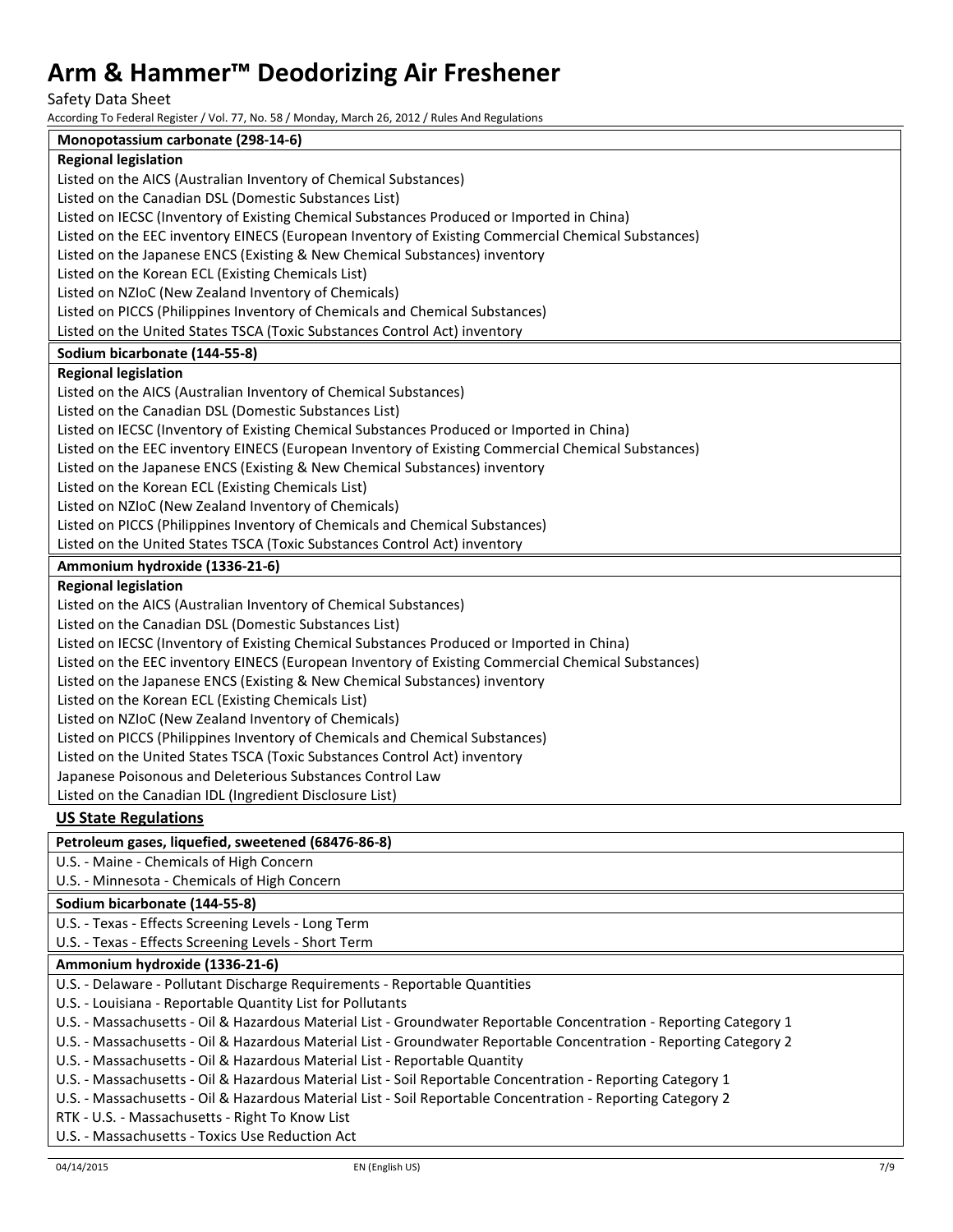**Monopotassium carbonate (298-14-6)**

**Regional legislation**

Listed on the AICS (Australian Inventory of Chemical Substances)
Listed on the Canadian DSL (Domestic Substances List)
Listed on IECSC (Inventory of Existing Chemical Substances Produced or Imported in China)
Listed on the EEC inventory EINECS (European Inventory of Existing Commercial Chemical Substances)
Listed on the Japanese ENCS (Existing & New Chemical Substances) inventory
Listed on the Korean ECL (Existing Chemicals List)
Listed on NZIoC (New Zealand Inventory of Chemicals)
Listed on PICCS (Philippines Inventory of Chemicals and Chemical Substances)
Listed on the United States TSCA (Toxic Substances Control Act) inventory

**Sodium bicarbonate (144-55-8)**

**Regional legislation**

Listed on the AICS (Australian Inventory of Chemical Substances)
Listed on the Canadian DSL (Domestic Substances List)
Listed on IECSC (Inventory of Existing Chemical Substances Produced or Imported in China)
Listed on the EEC inventory EINECS (European Inventory of Existing Commercial Chemical Substances)
Listed on the Japanese ENCS (Existing & New Chemical Substances) inventory
Listed on the Korean ECL (Existing Chemicals List)
Listed on NZIoC (New Zealand Inventory of Chemicals)
Listed on PICCS (Philippines Inventory of Chemicals and Chemical Substances)
Listed on the United States TSCA (Toxic Substances Control Act) inventory

**Ammonium hydroxide (1336-21-6)**

**Regional legislation**

Listed on the AICS (Australian Inventory of Chemical Substances)
Listed on the Canadian DSL (Domestic Substances List)
Listed on IECSC (Inventory of Existing Chemical Substances Produced or Imported in China)
Listed on the EEC inventory EINECS (European Inventory of Existing Commercial Chemical Substances)
Listed on the Japanese ENCS (Existing & New Chemical Substances) inventory
Listed on the Korean ECL (Existing Chemicals List)
Listed on NZIoC (New Zealand Inventory of Chemicals)
Listed on PICCS (Philippines Inventory of Chemicals and Chemical Substances)
Listed on the United States TSCA (Toxic Substances Control Act) inventory
Japanese Poisonous and Deleterious Substances Control Law
Listed on the Canadian IDL (Ingredient Disclosure List)

## US State Regulations

**Petroleum gases, liquefied, sweetened (68476-86-8)**

U.S. - Maine - Chemicals of High Concern
U.S. - Minnesota - Chemicals of High Concern

**Sodium bicarbonate (144-55-8)**

U.S. - Texas - Effects Screening Levels - Long Term
U.S. - Texas - Effects Screening Levels - Short Term

**Ammonium hydroxide (1336-21-6)**

U.S. - Delaware - Pollutant Discharge Requirements - Reportable Quantities
U.S. - Louisiana - Reportable Quantity List for Pollutants
U.S. - Massachusetts - Oil & Hazardous Material List - Groundwater Reportable Concentration - Reporting Category 1
U.S. - Massachusetts - Oil & Hazardous Material List - Groundwater Reportable Concentration - Reporting Category 2
U.S. - Massachusetts - Oil & Hazardous Material List - Reportable Quantity
U.S. - Massachusetts - Oil & Hazardous Material List - Soil Reportable Concentration - Reporting Category 1
U.S. - Massachusetts - Oil & Hazardous Material List - Soil Reportable Concentration - Reporting Category 2
RTK - U.S. - Massachusetts - Right To Know List
U.S. - Massachusetts - Toxics Use Reduction Act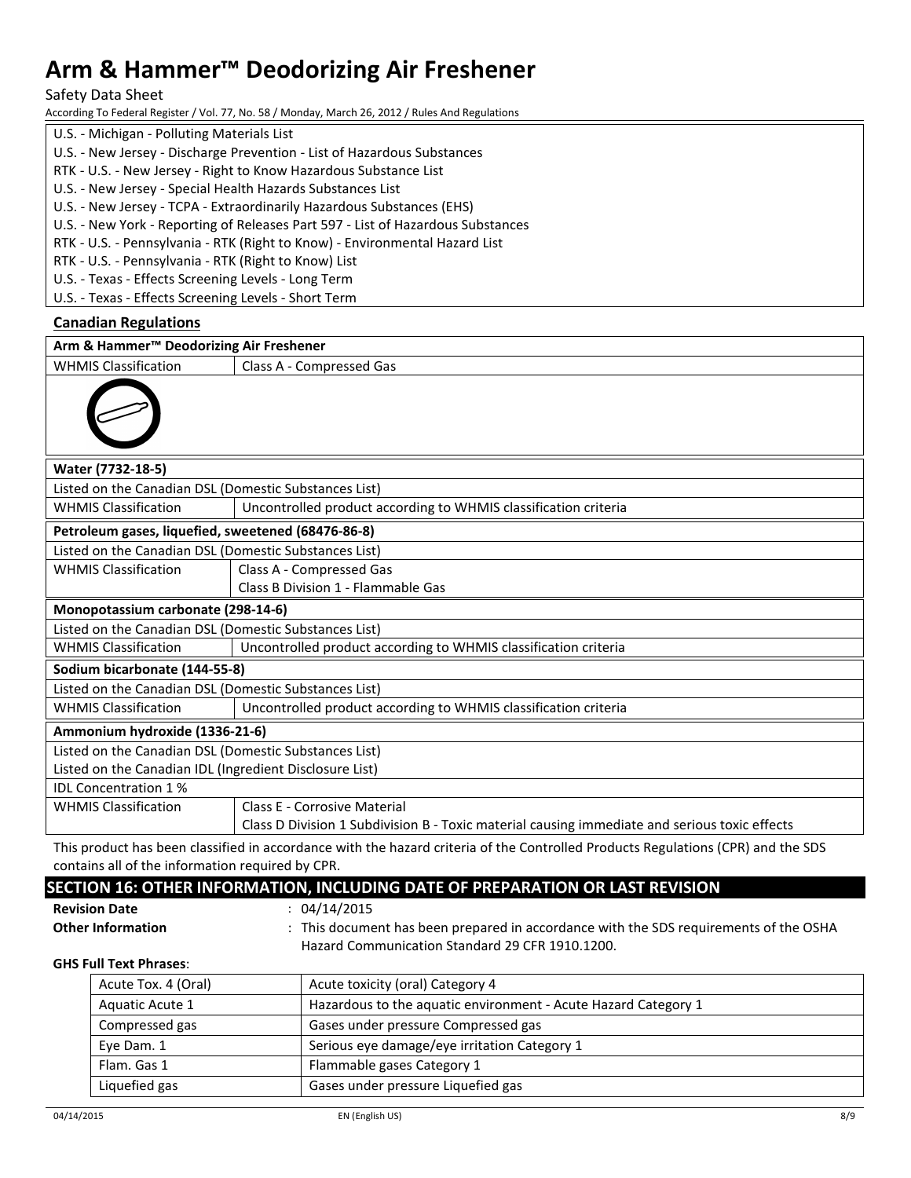U.S. - Michigan - Polluting Materials List
U.S. - New Jersey - Discharge Prevention - List of Hazardous Substances
RTK - U.S. - New Jersey - Right to Know Hazardous Substance List
U.S. - New Jersey - Special Health Hazards Substances List
U.S. - New Jersey - TCPA - Extraordinarily Hazardous Substances (EHS)
U.S. - New York - Reporting of Releases Part 597 - List of Hazardous Substances
RTK - U.S. - Pennsylvania - RTK (Right to Know) - Environmental Hazard List
RTK - U.S. - Pennsylvania - RTK (Right to Know) List
U.S. - Texas - Effects Screening Levels - Long Term
U.S. - Texas - Effects Screening Levels - Short Term

### Canadian Regulations

| **Arm & Hammer™ Deodorizing Air Freshener** | |
|---|---|
| WHMIS Classification | Class A - Compressed Gas |

| **Water (7732-18-5)** | |
|---|---|
| Listed on the Canadian DSL (Domestic Substances List) | |
| WHMIS Classification | Uncontrolled product according to WHMIS classification criteria |

| **Petroleum gases, liquefied, sweetened (68476-86-8)** | |
|---|---|
| Listed on the Canadian DSL (Domestic Substances List) | |
| WHMIS Classification | Class A - Compressed Gas<br>Class B Division 1 - Flammable Gas |

| **Monopotassium carbonate (298-14-6)** | |
|---|---|
| Listed on the Canadian DSL (Domestic Substances List) | |
| WHMIS Classification | Uncontrolled product according to WHMIS classification criteria |

| **Sodium bicarbonate (144-55-8)** | |
|---|---|
| Listed on the Canadian DSL (Domestic Substances List) | |
| WHMIS Classification | Uncontrolled product according to WHMIS classification criteria |

| **Ammonium hydroxide (1336-21-6)** | |
|---|---|
| Listed on the Canadian DSL (Domestic Substances List) | |
| Listed on the Canadian IDL (Ingredient Disclosure List) | |
| IDL Concentration 1 % | |
| WHMIS Classification | Class E - Corrosive Material<br>Class D Division 1 Subdivision B - Toxic material causing immediate and serious toxic effects |

This product has been classified in accordance with the hazard criteria of the Controlled Products Regulations (CPR) and the SDS contains all of the information required by CPR.

## SECTION 16: OTHER INFORMATION, INCLUDING DATE OF PREPARATION OR LAST REVISION

**Revision Date** : 04/14/2015

**Other Information** : This document has been prepared in accordance with the SDS requirements of the OSHA Hazard Communication Standard 29 CFR 1910.1200.

**GHS Full Text Phrases**:

| | |
|---|---|
| Acute Tox. 4 (Oral) | Acute toxicity (oral) Category 4 |
| Aquatic Acute 1 | Hazardous to the aquatic environment - Acute Hazard Category 1 |
| Compressed gas | Gases under pressure Compressed gas |
| Eye Dam. 1 | Serious eye damage/eye irritation Category 1 |
| Flam. Gas 1 | Flammable gases Category 1 |
| Liquefied gas | Gases under pressure Liquefied gas |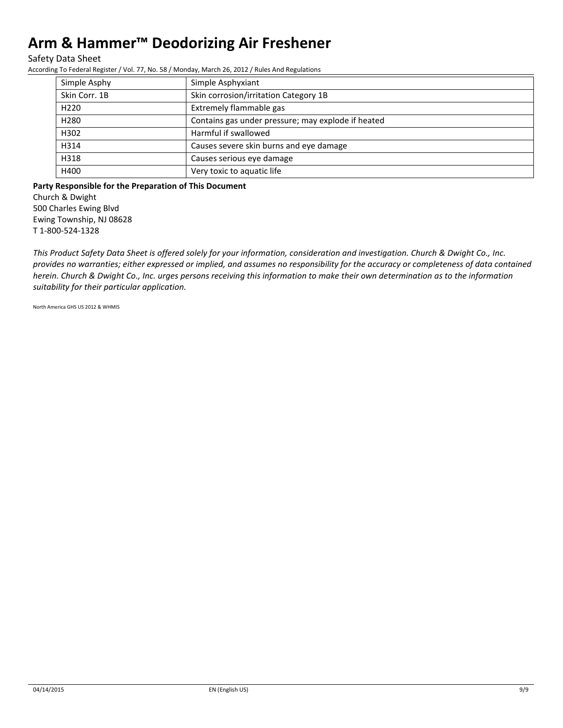| | |
|---|---|
| Simple Asphy | Simple Asphyxiant |
| Skin Corr. 1B | Skin corrosion/irritation Category 1B |
| H220 | Extremely flammable gas |
| H280 | Contains gas under pressure; may explode if heated |
| H302 | Harmful if swallowed |
| H314 | Causes severe skin burns and eye damage |
| H318 | Causes serious eye damage |
| H400 | Very toxic to aquatic life |

**Party Responsible for the Preparation of This Document**

Church & Dwight
500 Charles Ewing Blvd
Ewing Township, NJ 08628
T 1-800-524-1328

*This Product Safety Data Sheet is offered solely for your information, consideration and investigation. Church & Dwight Co., Inc. provides no warranties; either expressed or implied, and assumes no responsibility for the accuracy or completeness of data contained herein. Church & Dwight Co., Inc. urges persons receiving this information to make their own determination as to the information suitability for their particular application.*

North America GHS US 2012 & WHMIS